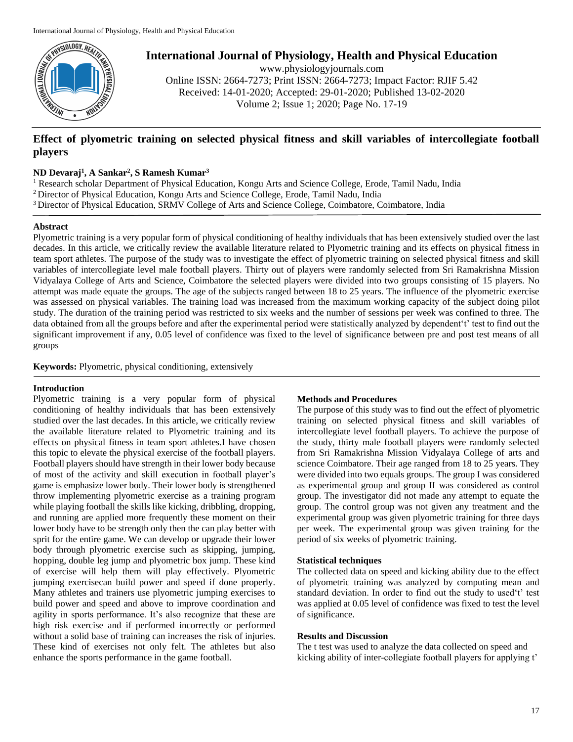# Effect of plyometric training on selected physical fitness and skill variables of intercollegiate football players

**ND Devaraj[1], A Sankar[2], S Ramesh Kumar[3]**

[1] Research scholar Department of Physical Education, Kongu Arts and Science College, Erode, Tamil Nadu, India
[2] Director of Physical Education, Kongu Arts and Science College, Erode, Tamil Nadu, India
[3] Director of Physical Education, SRMV College of Arts and Science College, Coimbatore, Coimbatore, India

## Abstract

Plyometric training is a very popular form of physical conditioning of healthy individuals that has been extensively studied over the last decades. In this article, we critically review the available literature related to Plyometric training and its effects on physical fitness in team sport athletes. The purpose of the study was to investigate the effect of plyometric training on selected physical fitness and skill variables of intercollegiate level male football players. Thirty out of players were randomly selected from Sri Ramakrishna Mission Vidyalaya College of Arts and Science, Coimbatore the selected players were divided into two groups consisting of 15 players. No attempt was made equate the groups. The age of the subjects ranged between 18 to 25 years. The influence of the plyometric exercise was assessed on physical variables. The training load was increased from the maximum working capacity of the subject doing pilot study. The duration of the training period was restricted to six weeks and the number of sessions per week was confined to three. The data obtained from all the groups before and after the experimental period were statistically analyzed by dependent't' test to find out the significant improvement if any, 0.05 level of confidence was fixed to the level of significance between pre and post test means of all groups

**Keywords:** Plyometric, physical conditioning, extensively

## Introduction

Plyometric training is a very popular form of physical conditioning of healthy individuals that has been extensively studied over the last decades. In this article, we critically review the available literature related to Plyometric training and its effects on physical fitness in team sport athletes.I have chosen this topic to elevate the physical exercise of the football players. Football players should have strength in their lower body because of most of the activity and skill execution in football player's game is emphasize lower body. Their lower body is strengthened throw implementing plyometric exercise as a training program while playing football the skills like kicking, dribbling, dropping, and running are applied more frequently these moment on their lower body have to be strength only then the can play better with sprit for the entire game. We can develop or upgrade their lower body through plyometric exercise such as skipping, jumping, hopping, double leg jump and plyometric box jump. These kind of exercise will help them will play effectively. Plyometric jumping exercisecan build power and speed if done properly. Many athletes and trainers use plyometric jumping exercises to build power and speed and above to improve coordination and agility in sports performance. It's also recognize that these are high risk exercise and if performed incorrectly or performed without a solid base of training can increases the risk of injuries. These kind of exercises not only felt. The athletes but also enhance the sports performance in the game football.

## Methods and Procedures

The purpose of this study was to find out the effect of plyometric training on selected physical fitness and skill variables of intercollegiate level football players. To achieve the purpose of the study, thirty male football players were randomly selected from Sri Ramakrishna Mission Vidyalaya College of arts and science Coimbatore. Their age ranged from 18 to 25 years. They were divided into two equals groups. The group I was considered as experimental group and group II was considered as control group. The investigator did not made any attempt to equate the group. The control group was not given any treatment and the experimental group was given plyometric training for three days per week. The experimental group was given training for the period of six weeks of plyometric training.

## Statistical techniques

The collected data on speed and kicking ability due to the effect of plyometric training was analyzed by computing mean and standard deviation. In order to find out the study to used't' test was applied at 0.05 level of confidence was fixed to test the level of significance.

## Results and Discussion

The t test was used to analyze the data collected on speed and kicking ability of inter-collegiate football players for applying t'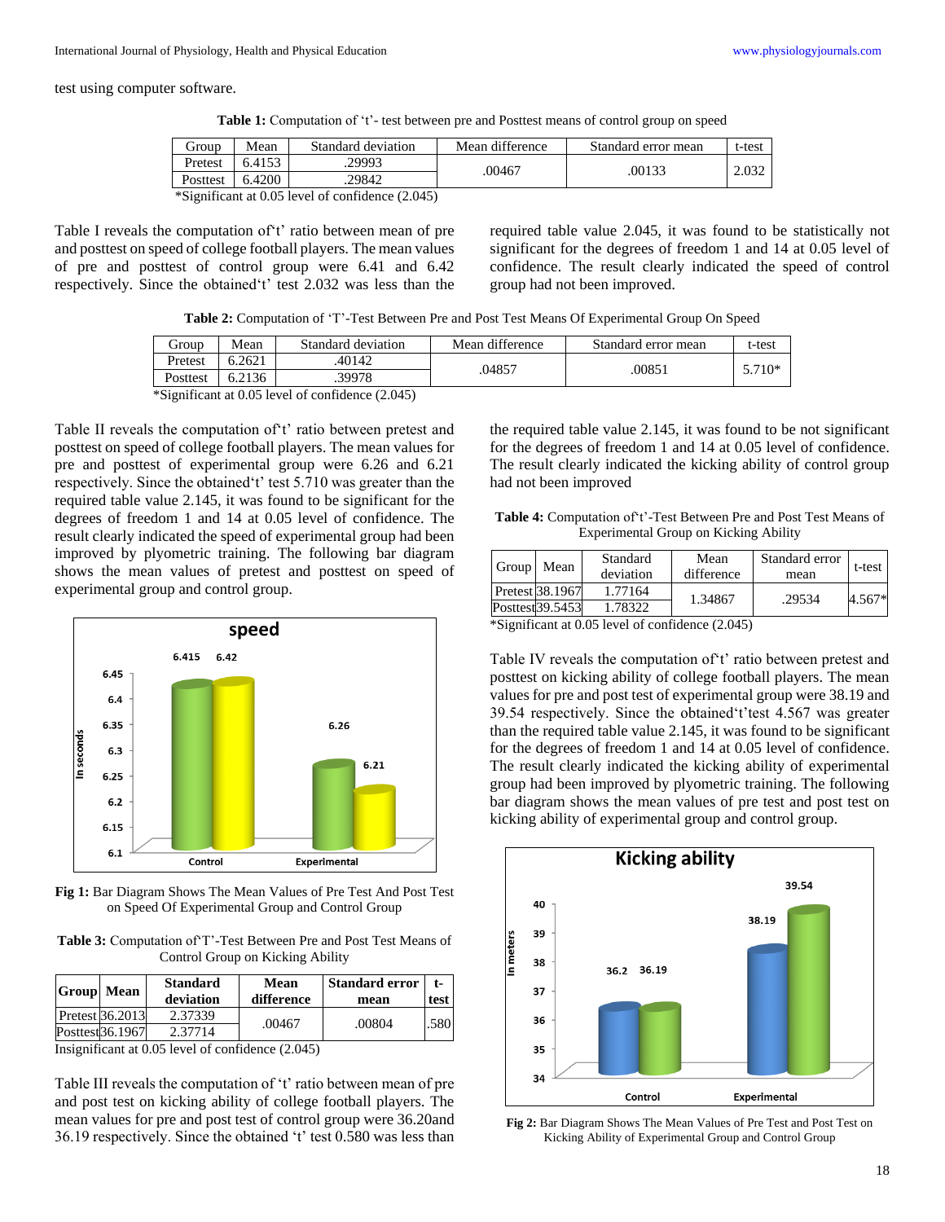test using computer software.

**Table 1:** Computation of 't'- test between pre and Posttest means of control group on speed

| Group | Mean | Standard deviation | Mean difference | Standard error mean | t-test |
|---|---|---|---|---|---|
| Pretest | 6.4153 | .29993 | .00467 | .00133 | 2.032 |
| Posttest | 6.4200 | .29842 | | | |

*Significant at 0.05 level of confidence (2.045)

Table I reveals the computation of't' ratio between mean of pre and posttest on speed of college football players. The mean values of pre and posttest of control group were 6.41 and 6.42 respectively. Since the obtained't' test 2.032 was less than the required table value 2.045, it was found to be statistically not significant for the degrees of freedom 1 and 14 at 0.05 level of confidence. The result clearly indicated the speed of control group had not been improved.

**Table 2:** Computation of 'T'-Test Between Pre and Post Test Means Of Experimental Group On Speed

| Group | Mean | Standard deviation | Mean difference | Standard error mean | t-test |
|---|---|---|---|---|---|
| Pretest | 6.2621 | .40142 | .04857 | .00851 | 5.710* |
| Posttest | 6.2136 | .39978 | | | |

*Significant at 0.05 level of confidence (2.045)

Table II reveals the computation of't' ratio between pretest and posttest on speed of college football players. The mean values for pre and posttest of experimental group were 6.26 and 6.21 respectively. Since the obtained't' test 5.710 was greater than the required table value 2.145, it was found to be significant for the degrees of freedom 1 and 14 at 0.05 level of confidence. The result clearly indicated the speed of experimental group had been improved by plyometric training. The following bar diagram shows the mean values of pretest and posttest on speed of experimental group and control group.

Fig 1: Bar Diagram Shows The Mean Values of Pre Test And Post Test on Speed Of Experimental Group and Control Group

**Table 3:** Computation of'T'-Test Between Pre and Post Test Means of Control Group on Kicking Ability

| Group | Mean | Standard deviation | Mean difference | Standard error mean | t-test |
|---|---|---|---|---|---|
| Pretest | 36.2013 | 2.37339 | .00467 | .00804 | .580 |
| Posttest | 36.1967 | 2.37714 | | | |

Insignificant at 0.05 level of confidence (2.045)

Table III reveals the computation of 't' ratio between mean of pre and post test on kicking ability of college football players. The mean values for pre and post test of control group were 36.20and 36.19 respectively. Since the obtained 't' test 0.580 was less than the required table value 2.145, it was found to be not significant for the degrees of freedom 1 and 14 at 0.05 level of confidence. The result clearly indicated the kicking ability of control group had not been improved

**Table 4:** Computation of't'-Test Between Pre and Post Test Means of Experimental Group on Kicking Ability

| Group | Mean | Standard deviation | Mean difference | Standard error mean | t-test |
|---|---|---|---|---|---|
| Pretest | 38.1967 | 1.77164 | 1.34867 | .29534 | 4.567* |
| Posttest | 39.5453 | 1.78322 | | | |

*Significant at 0.05 level of confidence (2.045)

Table IV reveals the computation of't' ratio between pretest and posttest on kicking ability of college football players. The mean values for pre and post test of experimental group were 38.19 and 39.54 respectively. Since the obtained't'test 4.567 was greater than the required table value 2.145, it was found to be significant for the degrees of freedom 1 and 14 at 0.05 level of confidence. The result clearly indicated the kicking ability of experimental group had been improved by plyometric training. The following bar diagram shows the mean values of pre test and post test on kicking ability of experimental group and control group.

Fig 2: Bar Diagram Shows The Mean Values of Pre Test and Post Test on Kicking Ability of Experimental Group and Control Group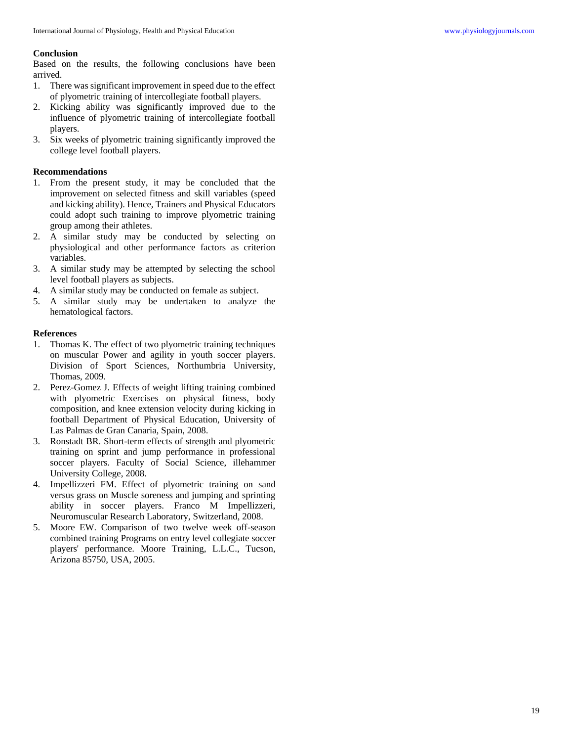## Conclusion

Based on the results, the following conclusions have been arrived.

1. There was significant improvement in speed due to the effect of plyometric training of intercollegiate football players.
2. Kicking ability was significantly improved due to the influence of plyometric training of intercollegiate football players.
3. Six weeks of plyometric training significantly improved the college level football players.

## Recommendations

1. From the present study, it may be concluded that the improvement on selected fitness and skill variables (speed and kicking ability). Hence, Trainers and Physical Educators could adopt such training to improve plyometric training group among their athletes.
2. A similar study may be conducted by selecting on physiological and other performance factors as criterion variables.
3. A similar study may be attempted by selecting the school level football players as subjects.
4. A similar study may be conducted on female as subject.
5. A similar study may be undertaken to analyze the hematological factors.

## References

1. Thomas K. The effect of two plyometric training techniques on muscular Power and agility in youth soccer players. Division of Sport Sciences, Northumbria University, Thomas, 2009.
2. Perez-Gomez J. Effects of weight lifting training combined with plyometric Exercises on physical fitness, body composition, and knee extension velocity during kicking in football Department of Physical Education, University of Las Palmas de Gran Canaria, Spain, 2008.
3. Ronstadt BR. Short-term effects of strength and plyometric training on sprint and jump performance in professional soccer players. Faculty of Social Science, illehammer University College, 2008.
4. Impellizzeri FM. Effect of plyometric training on sand versus grass on Muscle soreness and jumping and sprinting ability in soccer players. Franco M Impellizzeri, Neuromuscular Research Laboratory, Switzerland, 2008.
5. Moore EW. Comparison of two twelve week off-season combined training Programs on entry level collegiate soccer players' performance. Moore Training, L.L.C., Tucson, Arizona 85750, USA, 2005.